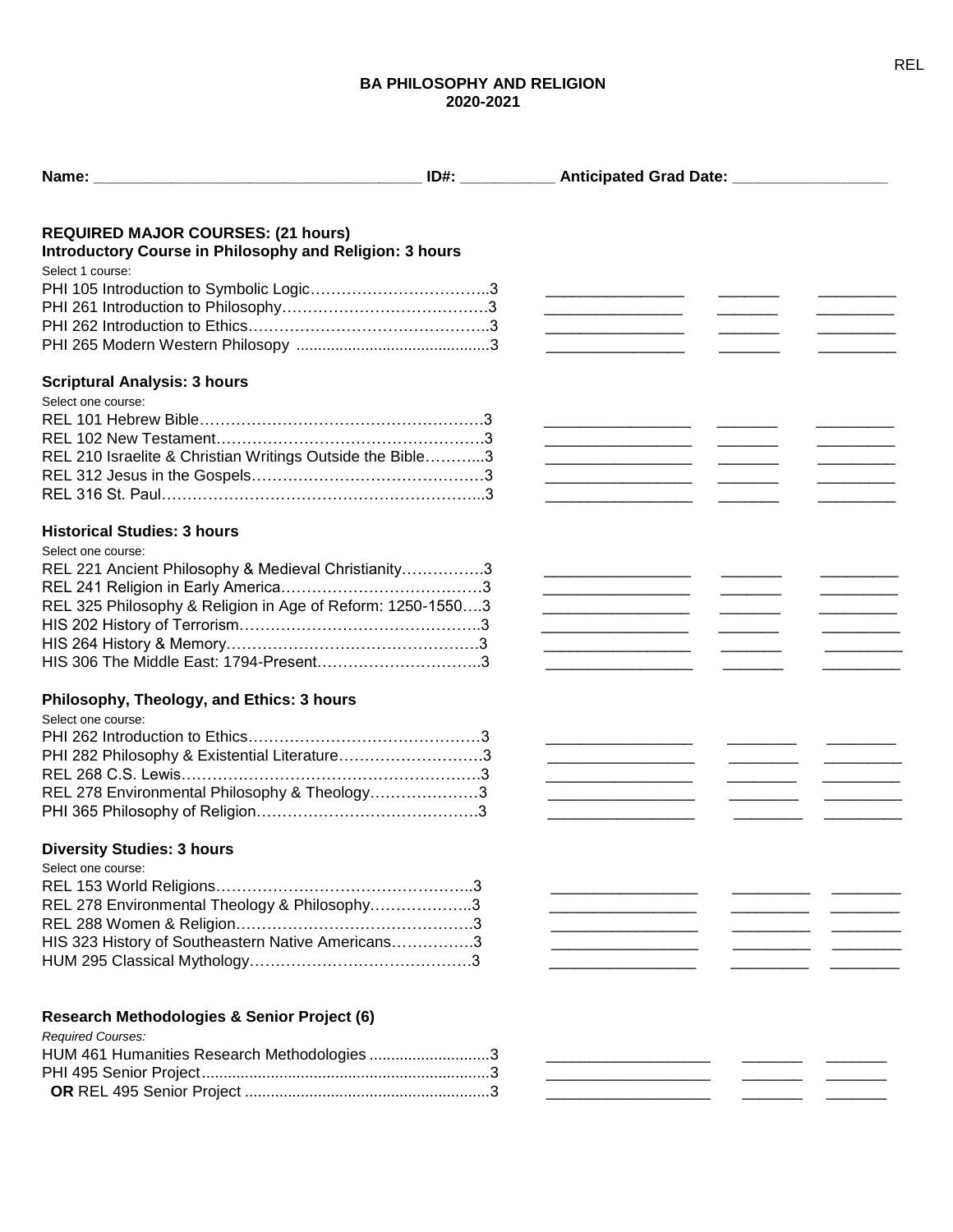# BA PHILOSOPHY AND RELIGION
## 2020-2021

**Name:** ______________________________ **ID#:** __________ **Anticipated Grad Date:** ________________

### REQUIRED MAJOR COURSES: (21 hours)

#### Introductory Course in Philosophy and Religion: 3 hours

Select 1 course:

PHI 105 Introduction to Symbolic Logic……………………………..3 ______________ ______ ________
PHI 261 Introduction to Philosophy…………………………………3 ______________ ______ ________
PHI 262 Introduction to Ethics………………………………………..3 ______________ ______ ________
PHI 265 Modern Western Philosophy ............................................3 ______________ ______ ________

#### Scriptural Analysis: 3 hours

Select one course:

REL 101 Hebrew Bible……………………………………………….3 ______________ ______ ________
REL 102 New Testament…………………………………………….3 ______________ ______ ________
REL 210 Israelite & Christian Writings Outside the Bible………...3 ______________ ______ ________
REL 312 Jesus in the Gospels………………………………………3 ______________ ______ ________
REL 316 St. Paul……………………………………………………...3 ______________ ______ ________

#### Historical Studies: 3 hours

Select one course:

REL 221 Ancient Philosophy & Medieval Christianity…………….3 ______________ ______ ________
REL 241 Religion in Early America…………………………………3 ______________ ______ ________
REL 325 Philosophy & Religion in Age of Reform: 1250-1550….3 ______________ ______ ________
HIS 202 History of Terrorism………………………………………..3 ______________ ______ ________
HIS 264 History & Memory…………………………………………..3 ______________ ______ ________
HIS 306 The Middle East: 1794-Present…………………………..3 ______________ ______ ________

#### Philosophy, Theology, and Ethics: 3 hours

Select one course:

PHI 262 Introduction to Ethics………………………………………3 ______________ ______ ________
PHI 282 Philosophy & Existential Literature……………………….3 ______________ ______ ________
REL 268 C.S. Lewis………………………………………………….3 ______________ ______ ________
REL 278 Environmental Philosophy & Theology…………………3 ______________ ______ ________
PHI 365 Philosophy of Religion…………………………………….3 ______________ ______ ________

#### Diversity Studies: 3 hours

Select one course:

REL 153 World Religions…………………………………………..3 ______________ ______ ________
REL 278 Environmental Theology & Philosophy………………..3 ______________ ______ ________
REL 288 Women & Religion……………………………………….3 ______________ ______ ________
HIS 323 History of Southeastern Native Americans…………….3 ______________ ______ ________
HUM 295 Classical Mythology…………………………………….3 ______________ ______ ________

#### Research Methodologies & Senior Project (6)

*Required Courses:*

HUM 461 Humanities Research Methodologies ...........................3 ______________ ______ ______
PHI 495 Senior Project...................................................................3 ______________ ______ ______
**OR** REL 495 Senior Project ........................................................3 ______________ ______ ______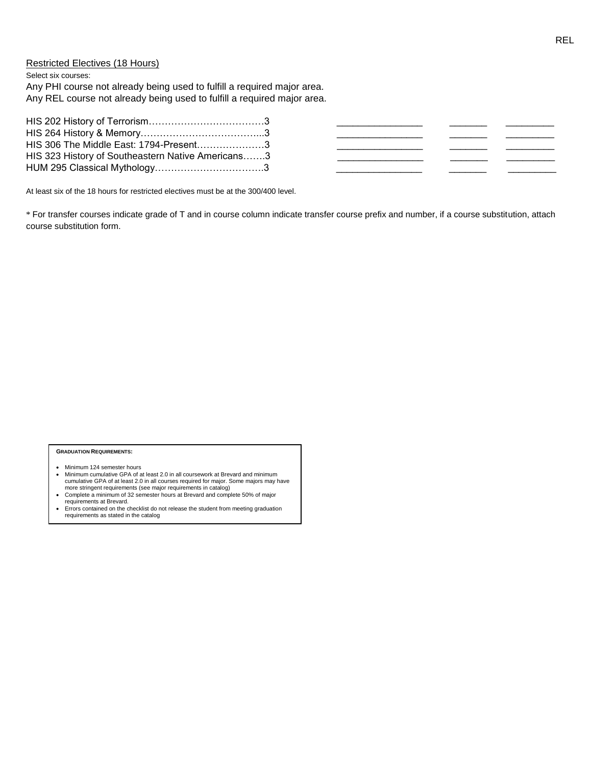Restricted Electives (18 Hours)

Select six courses:

Any PHI course not already being used to fulfill a required major area.
Any REL course not already being used to fulfill a required major area.

| | | | |
|---|---|---|---|
| HIS 202 History of Terrorism………………………………3 | ________________ | _______ | _________ |
| HIS 264 History & Memory………………………………..3 | ________________ | _______ | _________ |
| HIS 306 The Middle East: 1794-Present…………………3 | ________________ | _______ | _________ |
| HIS 323 History of Southeastern Native Americans…….3 | ________________ | _______ | _________ |
| HUM 295 Classical Mythology…………………………….3 | ________________ | _______ | _________ |

At least six of the 18 hours for restricted electives must be at the 300/400 level.

* For transfer courses indicate grade of T and in course column indicate transfer course prefix and number, if a course substitution, attach course substitution form.

**GRADUATION REQUIREMENTS:**

- Minimum 124 semester hours
- Minimum cumulative GPA of at least 2.0 in all coursework at Brevard and minimum cumulative GPA of at least 2.0 in all courses required for major. Some majors may have more stringent requirements (see major requirements in catalog)
- Complete a minimum of 32 semester hours at Brevard and complete 50% of major requirements at Brevard.
- Errors contained on the checklist do not release the student from meeting graduation requirements as stated in the catalog